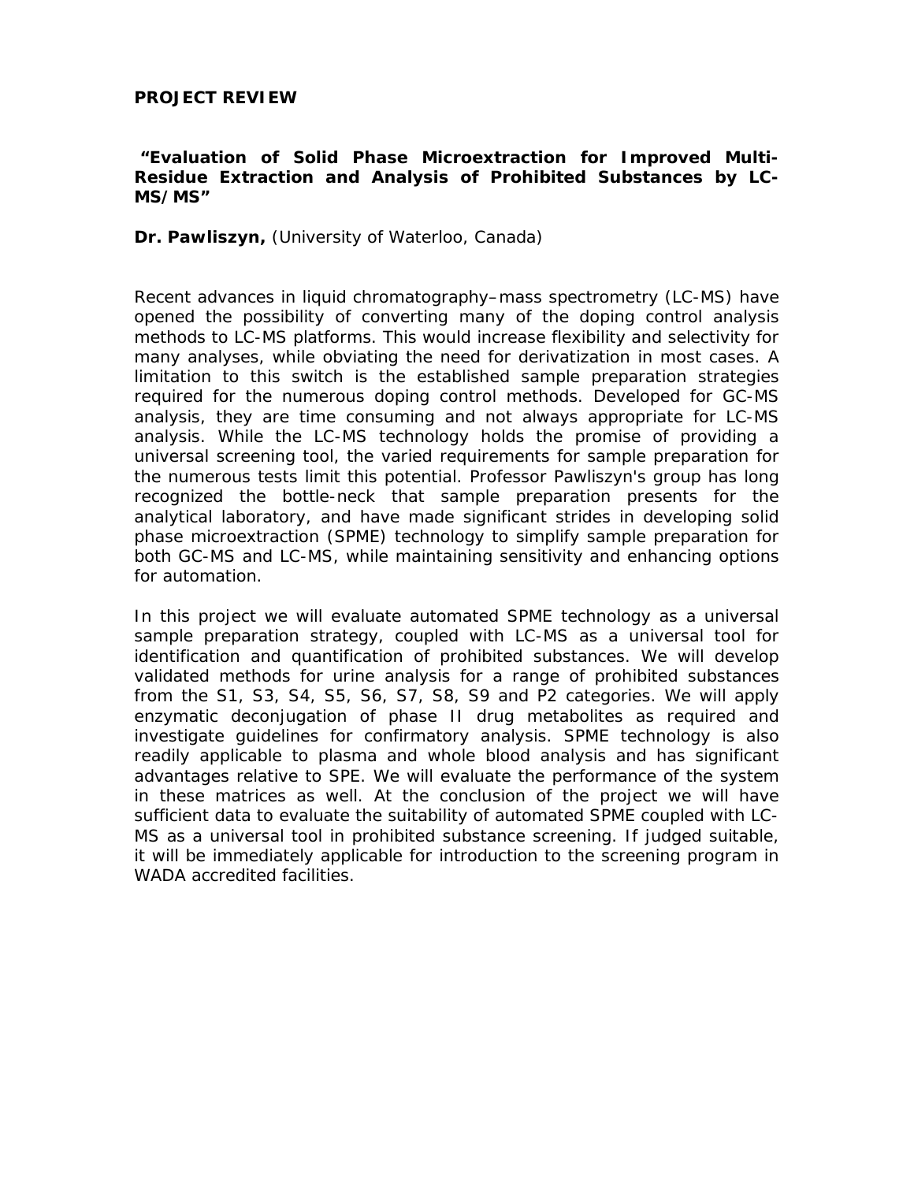**PROJECT REVIEW**

**"Evaluation of Solid Phase Microextraction for Improved Multi-Residue Extraction and Analysis of Prohibited Substances by LC-MS/MS"**

**Dr. Pawliszyn,** (University of Waterloo, Canada)

Recent advances in liquid chromatography–mass spectrometry (LC-MS) have opened the possibility of converting many of the doping control analysis methods to LC-MS platforms. This would increase flexibility and selectivity for many analyses, while obviating the need for derivatization in most cases. A limitation to this switch is the established sample preparation strategies required for the numerous doping control methods. Developed for GC-MS analysis, they are time consuming and not always appropriate for LC-MS analysis. While the LC-MS technology holds the promise of providing a universal screening tool, the varied requirements for sample preparation for the numerous tests limit this potential. Professor Pawliszyn's group has long recognized the bottle-neck that sample preparation presents for the analytical laboratory, and have made significant strides in developing solid phase microextraction (SPME) technology to simplify sample preparation for both GC-MS and LC-MS, while maintaining sensitivity and enhancing options for automation.

In this project we will evaluate automated SPME technology as a universal sample preparation strategy, coupled with LC-MS as a universal tool for identification and quantification of prohibited substances. We will develop validated methods for urine analysis for a range of prohibited substances from the S1, S3, S4, S5, S6, S7, S8, S9 and P2 categories. We will apply enzymatic deconjugation of phase II drug metabolites as required and investigate guidelines for confirmatory analysis. SPME technology is also readily applicable to plasma and whole blood analysis and has significant advantages relative to SPE. We will evaluate the performance of the system in these matrices as well. At the conclusion of the project we will have sufficient data to evaluate the suitability of automated SPME coupled with LC-MS as a universal tool in prohibited substance screening. If judged suitable, it will be immediately applicable for introduction to the screening program in WADA accredited facilities.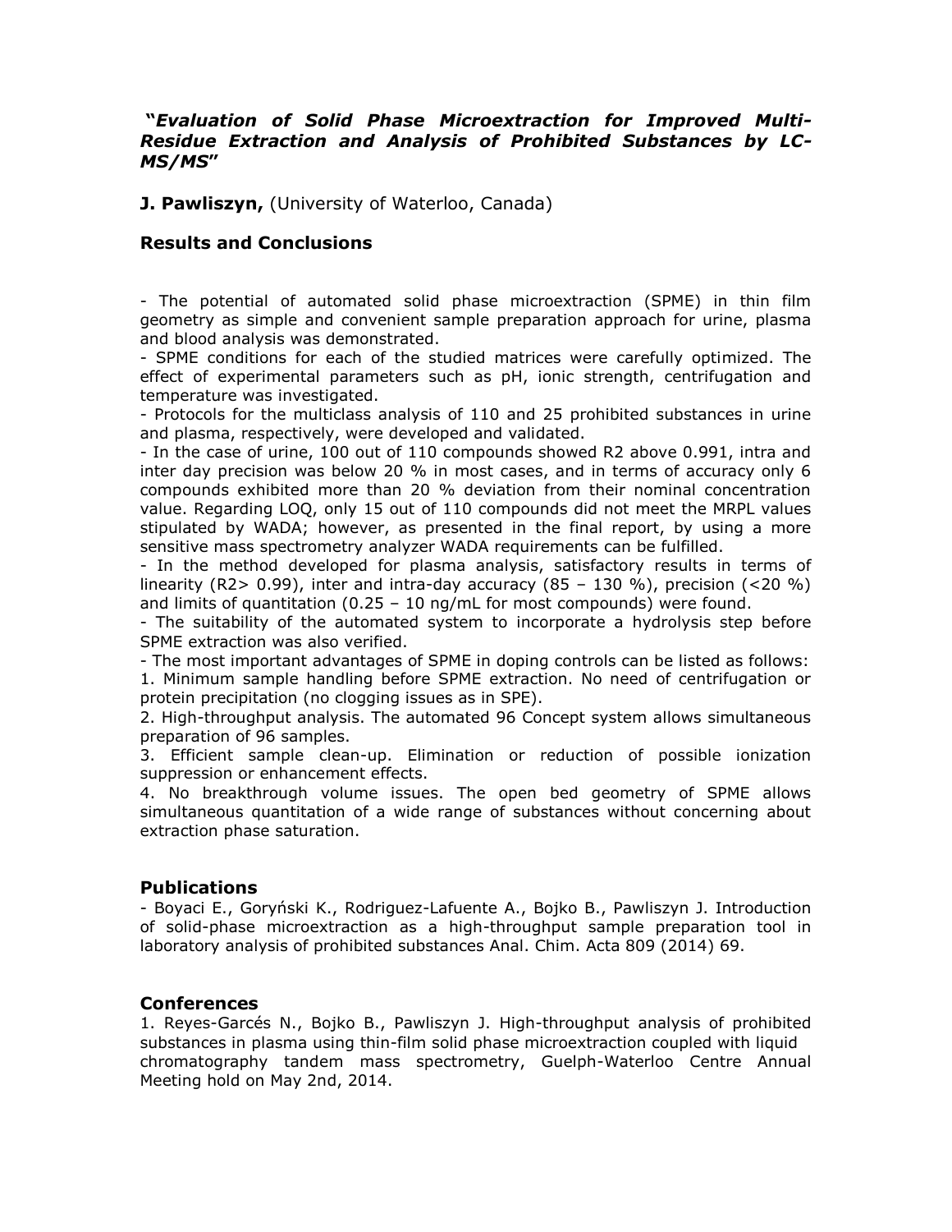### *"Evaluation of Solid Phase Microextraction for Improved Multi-Residue Extraction and Analysis of Prohibited Substances by LC-MS/MS"*

**J. Pawliszyn,** (University of Waterloo, Canada)

## Results and Conclusions

- The potential of automated solid phase microextraction (SPME) in thin film geometry as simple and convenient sample preparation approach for urine, plasma and blood analysis was demonstrated.
- SPME conditions for each of the studied matrices were carefully optimized. The effect of experimental parameters such as pH, ionic strength, centrifugation and temperature was investigated.
- Protocols for the multiclass analysis of 110 and 25 prohibited substances in urine and plasma, respectively, were developed and validated.
- In the case of urine, 100 out of 110 compounds showed R2 above 0.991, intra and inter day precision was below 20 % in most cases, and in terms of accuracy only 6 compounds exhibited more than 20 % deviation from their nominal concentration value. Regarding LOQ, only 15 out of 110 compounds did not meet the MRPL values stipulated by WADA; however, as presented in the final report, by using a more sensitive mass spectrometry analyzer WADA requirements can be fulfilled.
- In the method developed for plasma analysis, satisfactory results in terms of linearity (R2> 0.99), inter and intra-day accuracy (85 – 130 %), precision (<20 %) and limits of quantitation (0.25 – 10 ng/mL for most compounds) were found.
- The suitability of the automated system to incorporate a hydrolysis step before SPME extraction was also verified.
- The most important advantages of SPME in doping controls can be listed as follows:

1. Minimum sample handling before SPME extraction. No need of centrifugation or protein precipitation (no clogging issues as in SPE).
2. High-throughput analysis. The automated 96 Concept system allows simultaneous preparation of 96 samples.
3. Efficient sample clean-up. Elimination or reduction of possible ionization suppression or enhancement effects.
4. No breakthrough volume issues. The open bed geometry of SPME allows simultaneous quantitation of a wide range of substances without concerning about extraction phase saturation.

## Publications

- Boyaci E., Goryński K., Rodriguez-Lafuente A., Bojko B., Pawliszyn J. Introduction of solid-phase microextraction as a high-throughput sample preparation tool in laboratory analysis of prohibited substances Anal. Chim. Acta 809 (2014) 69.

## Conferences

1. Reyes-Garcés N., Bojko B., Pawliszyn J. High-throughput analysis of prohibited substances in plasma using thin-film solid phase microextraction coupled with liquid chromatography tandem mass spectrometry, Guelph-Waterloo Centre Annual Meeting hold on May 2nd, 2014.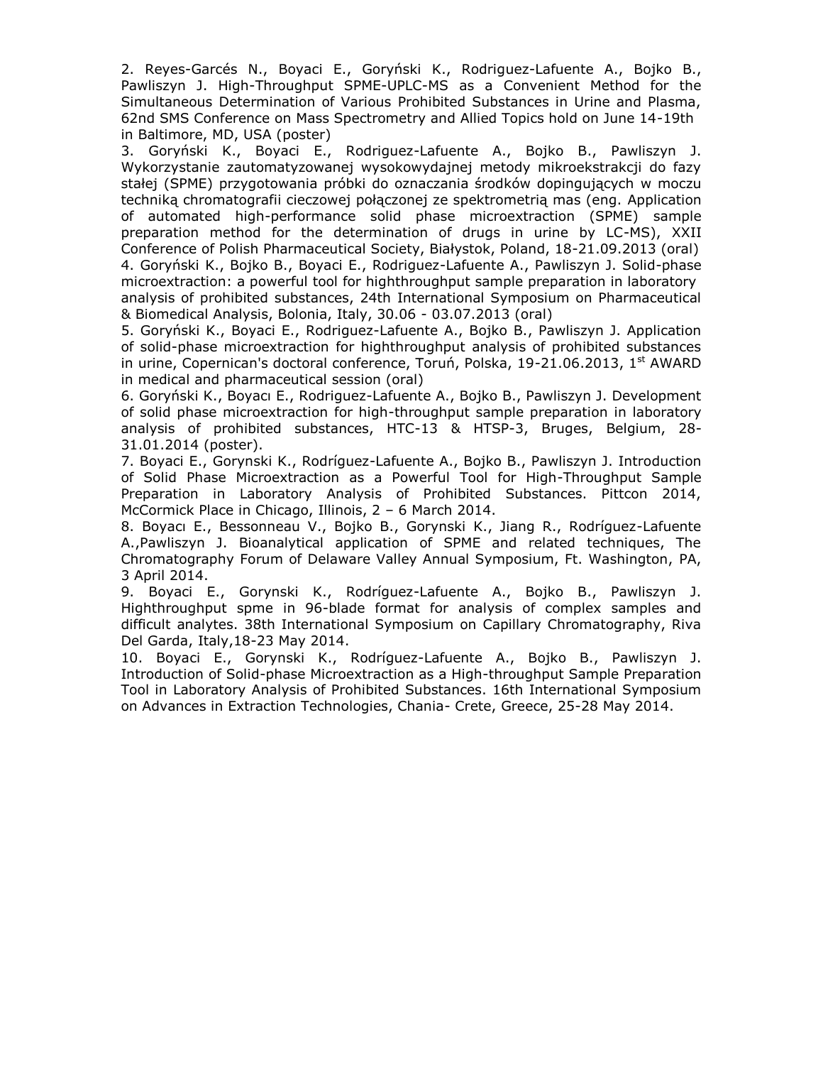2. Reyes-Garcés N., Boyaci E., Goryński K., Rodriguez-Lafuente A., Bojko B., Pawliszyn J. High-Throughput SPME-UPLC-MS as a Convenient Method for the Simultaneous Determination of Various Prohibited Substances in Urine and Plasma, 62nd SMS Conference on Mass Spectrometry and Allied Topics hold on June 14-19th in Baltimore, MD, USA (poster)

3. Goryński K., Boyaci E., Rodriguez-Lafuente A., Bojko B., Pawliszyn J. Wykorzystanie zautomatyzowanej wysokowydajnej metody mikroekstrakcji do fazy stałej (SPME) przygotowania próbki do oznaczania środków dopingujących w moczu techniką chromatografii cieczowej połączonej ze spektrometrią mas (eng. Application of automated high-performance solid phase microextraction (SPME) sample preparation method for the determination of drugs in urine by LC-MS), XXII Conference of Polish Pharmaceutical Society, Białystok, Poland, 18-21.09.2013 (oral)

4. Goryński K., Bojko B., Boyaci E., Rodriguez-Lafuente A., Pawliszyn J. Solid-phase microextraction: a powerful tool for highthroughput sample preparation in laboratory analysis of prohibited substances, 24th International Symposium on Pharmaceutical & Biomedical Analysis, Bolonia, Italy, 30.06 - 03.07.2013 (oral)

5. Goryński K., Boyaci E., Rodriguez-Lafuente A., Bojko B., Pawliszyn J. Application of solid-phase microextraction for highthroughput analysis of prohibited substances in urine, Copernican's doctoral conference, Toruń, Polska, 19-21.06.2013, 1st AWARD in medical and pharmaceutical session (oral)

6. Goryński K., Boyacı E., Rodriguez-Lafuente A., Bojko B., Pawliszyn J. Development of solid phase microextraction for high-throughput sample preparation in laboratory analysis of prohibited substances, HTC-13 & HTSP-3, Bruges, Belgium, 28-31.01.2014 (poster).

7. Boyaci E., Gorynski K., Rodríguez-Lafuente A., Bojko B., Pawliszyn J. Introduction of Solid Phase Microextraction as a Powerful Tool for High-Throughput Sample Preparation in Laboratory Analysis of Prohibited Substances. Pittcon 2014, McCormick Place in Chicago, Illinois, 2 – 6 March 2014.

8. Boyacı E., Bessonneau V., Bojko B., Gorynski K., Jiang R., Rodríguez-Lafuente A.,Pawliszyn J. Bioanalytical application of SPME and related techniques, The Chromatography Forum of Delaware Valley Annual Symposium, Ft. Washington, PA, 3 April 2014.

9. Boyaci E., Gorynski K., Rodríguez-Lafuente A., Bojko B., Pawliszyn J. Highthroughput spme in 96-blade format for analysis of complex samples and difficult analytes. 38th International Symposium on Capillary Chromatography, Riva Del Garda, Italy,18-23 May 2014.

10. Boyaci E., Gorynski K., Rodríguez-Lafuente A., Bojko B., Pawliszyn J. Introduction of Solid-phase Microextraction as a High-throughput Sample Preparation Tool in Laboratory Analysis of Prohibited Substances. 16th International Symposium on Advances in Extraction Technologies, Chania- Crete, Greece, 25-28 May 2014.